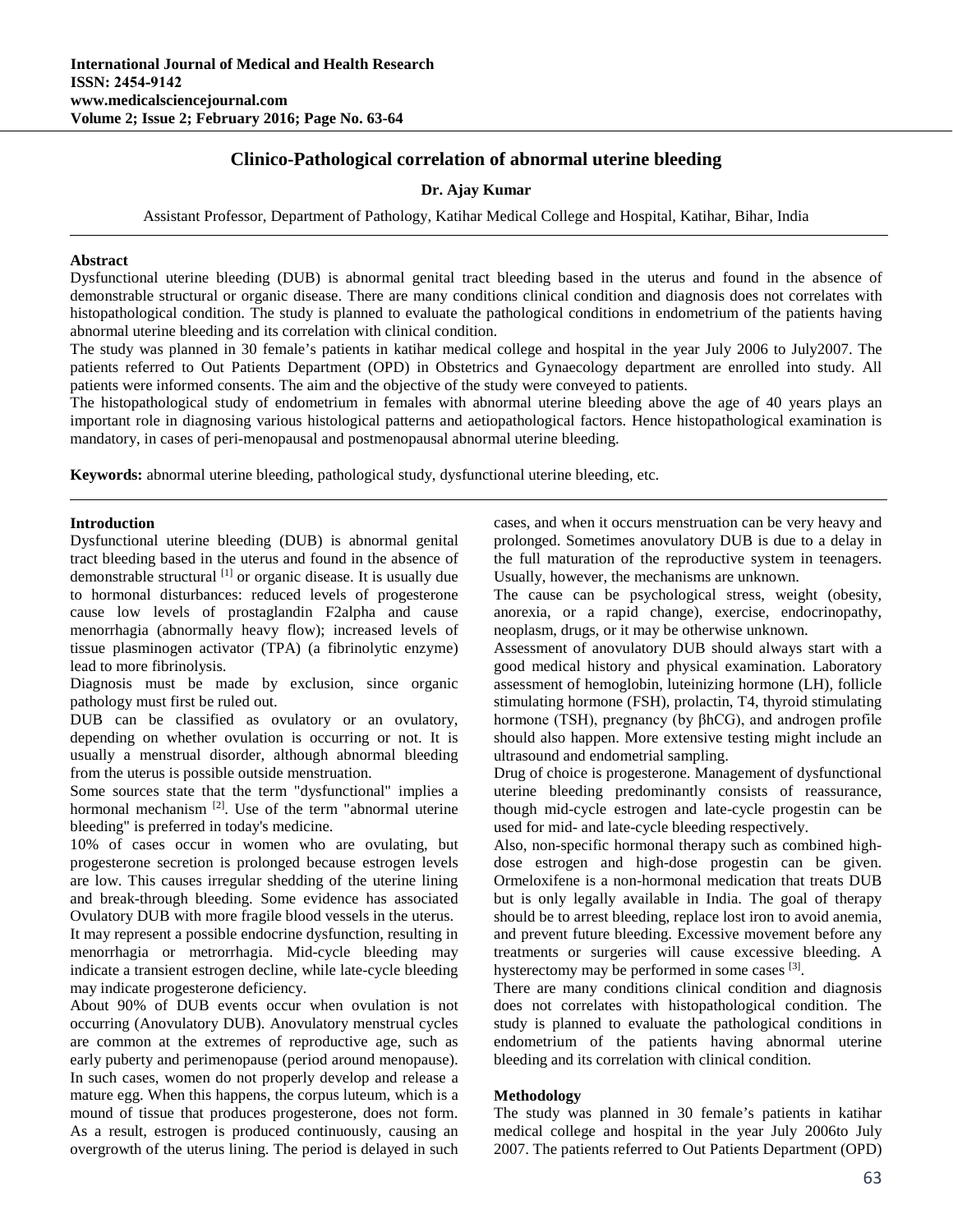# Clinico-Pathological correlation of abnormal uterine bleeding

**Dr. Ajay Kumar**

Assistant Professor, Department of Pathology, Katihar Medical College and Hospital, Katihar, Bihar, India

## Abstract

Dysfunctional uterine bleeding (DUB) is abnormal genital tract bleeding based in the uterus and found in the absence of demonstrable structural or organic disease. There are many conditions clinical condition and diagnosis does not correlates with histopathological condition. The study is planned to evaluate the pathological conditions in endometrium of the patients having abnormal uterine bleeding and its correlation with clinical condition.

The study was planned in 30 female's patients in katihar medical college and hospital in the year July 2006 to July2007. The patients referred to Out Patients Department (OPD) in Obstetrics and Gynaecology department are enrolled into study. All patients were informed consents. The aim and the objective of the study were conveyed to patients.

The histopathological study of endometrium in females with abnormal uterine bleeding above the age of 40 years plays an important role in diagnosing various histological patterns and aetiopathological factors. Hence histopathological examination is mandatory, in cases of peri-menopausal and postmenopausal abnormal uterine bleeding.

**Keywords:** abnormal uterine bleeding, pathological study, dysfunctional uterine bleeding, etc.

## Introduction

Dysfunctional uterine bleeding (DUB) is abnormal genital tract bleeding based in the uterus and found in the absence of demonstrable structural [1] or organic disease. It is usually due to hormonal disturbances: reduced levels of progesterone cause low levels of prostaglandin F2alpha and cause menorrhagia (abnormally heavy flow); increased levels of tissue plasminogen activator (TPA) (a fibrinolytic enzyme) lead to more fibrinolysis.

Diagnosis must be made by exclusion, since organic pathology must first be ruled out.

DUB can be classified as ovulatory or an ovulatory, depending on whether ovulation is occurring or not. It is usually a menstrual disorder, although abnormal bleeding from the uterus is possible outside menstruation.

Some sources state that the term "dysfunctional" implies a hormonal mechanism [2]. Use of the term "abnormal uterine bleeding" is preferred in today's medicine.

10% of cases occur in women who are ovulating, but progesterone secretion is prolonged because estrogen levels are low. This causes irregular shedding of the uterine lining and break-through bleeding. Some evidence has associated Ovulatory DUB with more fragile blood vessels in the uterus.

It may represent a possible endocrine dysfunction, resulting in menorrhagia or metrorrhagia. Mid-cycle bleeding may indicate a transient estrogen decline, while late-cycle bleeding may indicate progesterone deficiency.

About 90% of DUB events occur when ovulation is not occurring (Anovulatory DUB). Anovulatory menstrual cycles are common at the extremes of reproductive age, such as early puberty and perimenopause (period around menopause). In such cases, women do not properly develop and release a mature egg. When this happens, the corpus luteum, which is a mound of tissue that produces progesterone, does not form. As a result, estrogen is produced continuously, causing an overgrowth of the uterus lining. The period is delayed in such cases, and when it occurs menstruation can be very heavy and prolonged. Sometimes anovulatory DUB is due to a delay in the full maturation of the reproductive system in teenagers. Usually, however, the mechanisms are unknown.

The cause can be psychological stress, weight (obesity, anorexia, or a rapid change), exercise, endocrinopathy, neoplasm, drugs, or it may be otherwise unknown.

Assessment of anovulatory DUB should always start with a good medical history and physical examination. Laboratory assessment of hemoglobin, luteinizing hormone (LH), follicle stimulating hormone (FSH), prolactin, T4, thyroid stimulating hormone (TSH), pregnancy (by βhCG), and androgen profile should also happen. More extensive testing might include an ultrasound and endometrial sampling.

Drug of choice is progesterone. Management of dysfunctional uterine bleeding predominantly consists of reassurance, though mid-cycle estrogen and late-cycle progestin can be used for mid- and late-cycle bleeding respectively.

Also, non-specific hormonal therapy such as combined high-dose estrogen and high-dose progestin can be given. Ormeloxifene is a non-hormonal medication that treats DUB but is only legally available in India. The goal of therapy should be to arrest bleeding, replace lost iron to avoid anemia, and prevent future bleeding. Excessive movement before any treatments or surgeries will cause excessive bleeding. A hysterectomy may be performed in some cases [3].

There are many conditions clinical condition and diagnosis does not correlates with histopathological condition. The study is planned to evaluate the pathological conditions in endometrium of the patients having abnormal uterine bleeding and its correlation with clinical condition.

## Methodology

The study was planned in 30 female's patients in katihar medical college and hospital in the year July 2006to July 2007. The patients referred to Out Patients Department (OPD)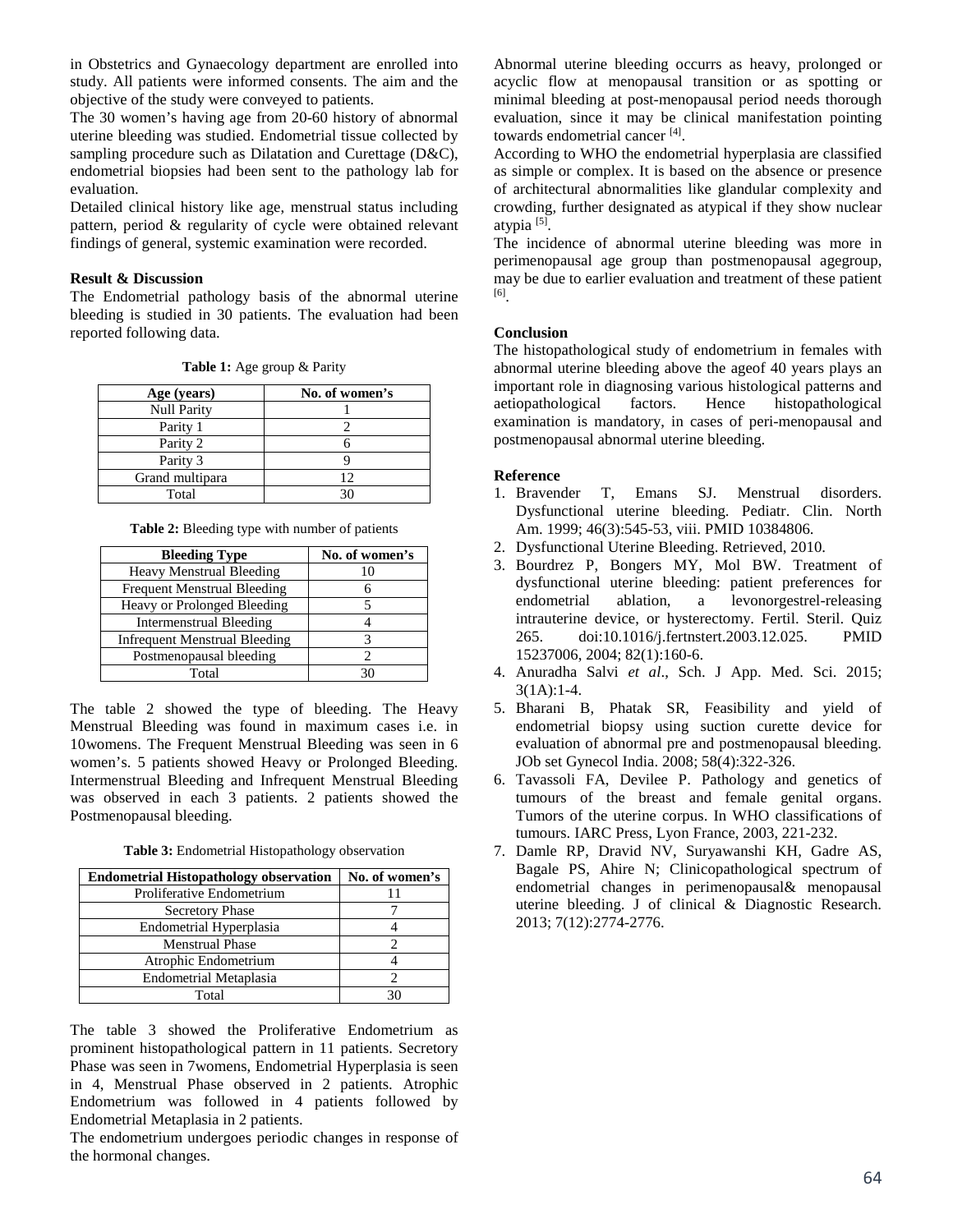in Obstetrics and Gynaecology department are enrolled into study. All patients were informed consents. The aim and the objective of the study were conveyed to patients.

The 30 women's having age from 20-60 history of abnormal uterine bleeding was studied. Endometrial tissue collected by sampling procedure such as Dilatation and Curettage (D&C), endometrial biopsies had been sent to the pathology lab for evaluation.

Detailed clinical history like age, menstrual status including pattern, period & regularity of cycle were obtained relevant findings of general, systemic examination were recorded.

**Result & Discussion**

The Endometrial pathology basis of the abnormal uterine bleeding is studied in 30 patients. The evaluation had been reported following data.

**Table 1:** Age group & Parity

| Age (years) | No. of women's |
|---|---|
| Null Parity | 1 |
| Parity 1 | 2 |
| Parity 2 | 6 |
| Parity 3 | 9 |
| Grand multipara | 12 |
| Total | 30 |

**Table 2:** Bleeding type with number of patients

| Bleeding Type | No. of women's |
|---|---|
| Heavy Menstrual Bleeding | 10 |
| Frequent Menstrual Bleeding | 6 |
| Heavy or Prolonged Bleeding | 5 |
| Intermenstrual Bleeding | 4 |
| Infrequent Menstrual Bleeding | 3 |
| Postmenopausal bleeding | 2 |
| Total | 30 |

The table 2 showed the type of bleeding. The Heavy Menstrual Bleeding was found in maximum cases i.e. in 10womens. The Frequent Menstrual Bleeding was seen in 6 women's. 5 patients showed Heavy or Prolonged Bleeding. Intermenstrual Bleeding and Infrequent Menstrual Bleeding was observed in each 3 patients. 2 patients showed the Postmenopausal bleeding.

**Table 3:** Endometrial Histopathology observation

| Endometrial Histopathology observation | No. of women's |
|---|---|
| Proliferative Endometrium | 11 |
| Secretory Phase | 7 |
| Endometrial Hyperplasia | 4 |
| Menstrual Phase | 2 |
| Atrophic Endometrium | 4 |
| Endometrial Metaplasia | 2 |
| Total | 30 |

The table 3 showed the Proliferative Endometrium as prominent histopathological pattern in 11 patients. Secretory Phase was seen in 7womens, Endometrial Hyperplasia is seen in 4, Menstrual Phase observed in 2 patients. Atrophic Endometrium was followed in 4 patients followed by Endometrial Metaplasia in 2 patients.

The endometrium undergoes periodic changes in response of the hormonal changes.

Abnormal uterine bleeding occurrs as heavy, prolonged or acyclic flow at menopausal transition or as spotting or minimal bleeding at post-menopausal period needs thorough evaluation, since it may be clinical manifestation pointing towards endometrial cancer [4].

According to WHO the endometrial hyperplasia are classified as simple or complex. It is based on the absence or presence of architectural abnormalities like glandular complexity and crowding, further designated as atypical if they show nuclear atypia [5].

The incidence of abnormal uterine bleeding was more in perimenopausal age group than postmenopausal agegroup, may be due to earlier evaluation and treatment of these patient [6].

**Conclusion**

The histopathological study of endometrium in females with abnormal uterine bleeding above the ageof 40 years plays an important role in diagnosing various histological patterns and aetiopathological factors. Hence histopathological examination is mandatory, in cases of peri-menopausal and postmenopausal abnormal uterine bleeding.

**Reference**

1. Bravender T, Emans SJ. Menstrual disorders. Dysfunctional uterine bleeding. Pediatr. Clin. North Am. 1999; 46(3):545-53, viii. PMID 10384806.
2. Dysfunctional Uterine Bleeding. Retrieved, 2010.
3. Bourdrez P, Bongers MY, Mol BW. Treatment of dysfunctional uterine bleeding: patient preferences for endometrial ablation, a levonorgestrel-releasing intrauterine device, or hysterectomy. Fertil. Steril. Quiz 265. doi:10.1016/j.fertnstert.2003.12.025. PMID 15237006, 2004; 82(1):160-6.
4. Anuradha Salvi *et al*., Sch. J App. Med. Sci. 2015; 3(1A):1-4.
5. Bharani B, Phatak SR, Feasibility and yield of endometrial biopsy using suction curette device for evaluation of abnormal pre and postmenopausal bleeding. JOb set Gynecol India. 2008; 58(4):322-326.
6. Tavassoli FA, Devilee P. Pathology and genetics of tumours of the breast and female genital organs. Tumors of the uterine corpus. In WHO classifications of tumours. IARC Press, Lyon France, 2003, 221-232.
7. Damle RP, Dravid NV, Suryawanshi KH, Gadre AS, Bagale PS, Ahire N; Clinicopathological spectrum of endometrial changes in perimenopausal& menopausal uterine bleeding. J of clinical & Diagnostic Research. 2013; 7(12):2774-2776.